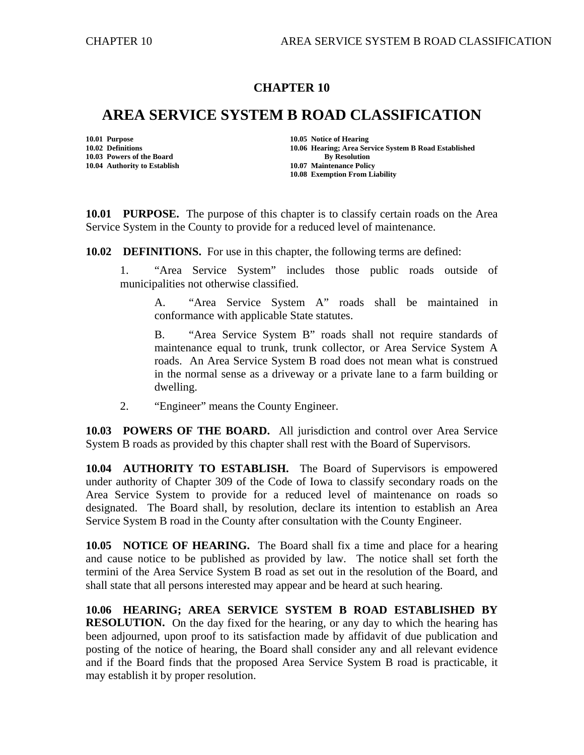# CHAPTER 10

# AREA SERVICE SYSTEM B ROAD CLASSIFICATION

**10.01 Purpose**
**10.02 Definitions**
**10.03 Powers of the Board**
**10.04 Authority to Establish**
**10.05 Notice of Hearing**
**10.06 Hearing; Area Service System B Road Established By Resolution**
**10.07 Maintenance Policy**
**10.08 Exemption From Liability**

**10.01 PURPOSE.** The purpose of this chapter is to classify certain roads on the Area Service System in the County to provide for a reduced level of maintenance.

**10.02 DEFINITIONS.** For use in this chapter, the following terms are defined:

1. "Area Service System" includes those public roads outside of municipalities not otherwise classified.

   A. "Area Service System A" roads shall be maintained in conformance with applicable State statutes.

   B. "Area Service System B" roads shall not require standards of maintenance equal to trunk, trunk collector, or Area Service System A roads. An Area Service System B road does not mean what is construed in the normal sense as a driveway or a private lane to a farm building or dwelling.

2. "Engineer" means the County Engineer.

**10.03 POWERS OF THE BOARD.** All jurisdiction and control over Area Service System B roads as provided by this chapter shall rest with the Board of Supervisors.

**10.04 AUTHORITY TO ESTABLISH.** The Board of Supervisors is empowered under authority of Chapter 309 of the Code of Iowa to classify secondary roads on the Area Service System to provide for a reduced level of maintenance on roads so designated. The Board shall, by resolution, declare its intention to establish an Area Service System B road in the County after consultation with the County Engineer.

**10.05 NOTICE OF HEARING.** The Board shall fix a time and place for a hearing and cause notice to be published as provided by law. The notice shall set forth the termini of the Area Service System B road as set out in the resolution of the Board, and shall state that all persons interested may appear and be heard at such hearing.

**10.06 HEARING; AREA SERVICE SYSTEM B ROAD ESTABLISHED BY RESOLUTION.** On the day fixed for the hearing, or any day to which the hearing has been adjourned, upon proof to its satisfaction made by affidavit of due publication and posting of the notice of hearing, the Board shall consider any and all relevant evidence and if the Board finds that the proposed Area Service System B road is practicable, it may establish it by proper resolution.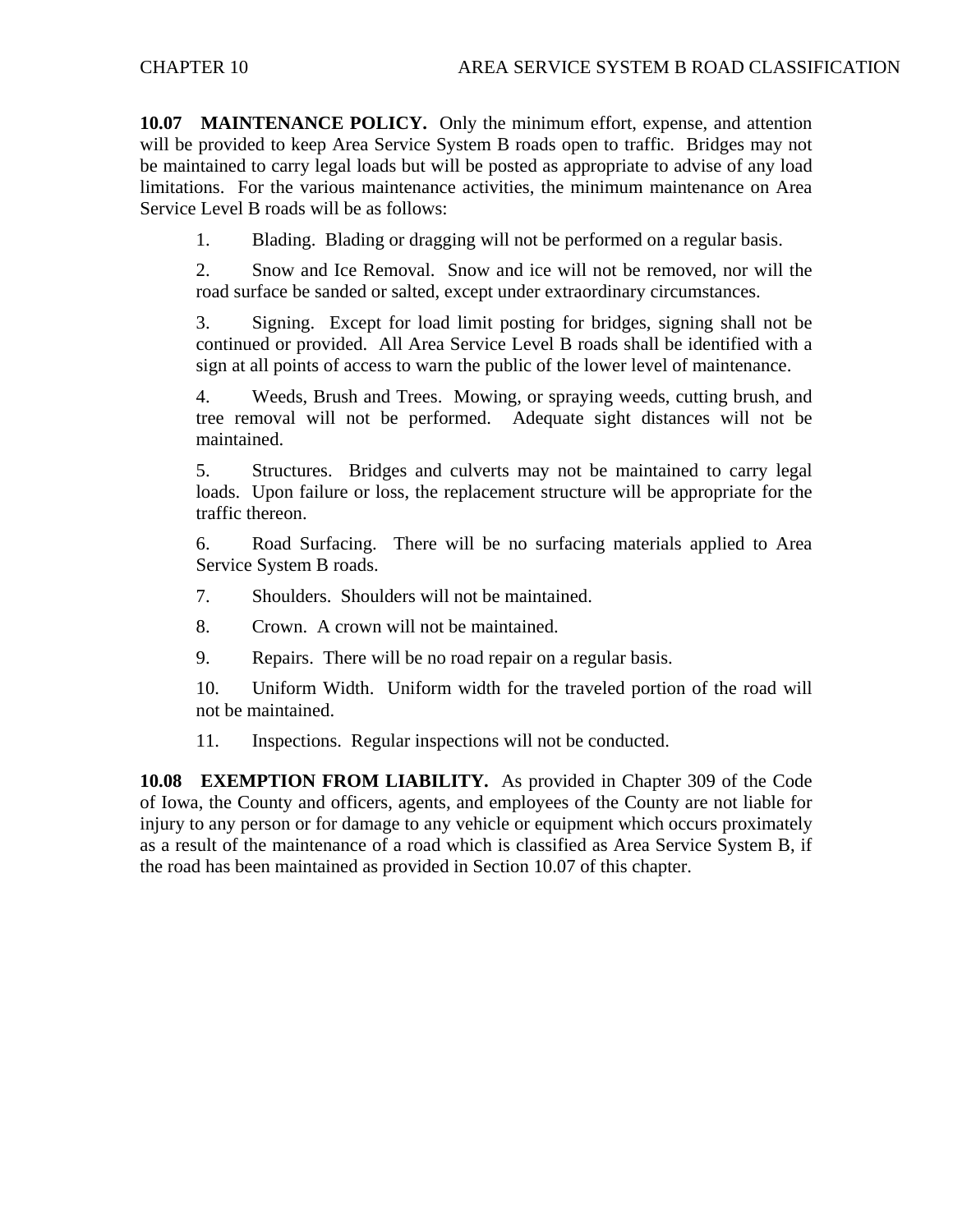**10.07 MAINTENANCE POLICY.** Only the minimum effort, expense, and attention will be provided to keep Area Service System B roads open to traffic. Bridges may not be maintained to carry legal loads but will be posted as appropriate to advise of any load limitations. For the various maintenance activities, the minimum maintenance on Area Service Level B roads will be as follows:

1. Blading. Blading or dragging will not be performed on a regular basis.

2. Snow and Ice Removal. Snow and ice will not be removed, nor will the road surface be sanded or salted, except under extraordinary circumstances.

3. Signing. Except for load limit posting for bridges, signing shall not be continued or provided. All Area Service Level B roads shall be identified with a sign at all points of access to warn the public of the lower level of maintenance.

4. Weeds, Brush and Trees. Mowing, or spraying weeds, cutting brush, and tree removal will not be performed. Adequate sight distances will not be maintained.

5. Structures. Bridges and culverts may not be maintained to carry legal loads. Upon failure or loss, the replacement structure will be appropriate for the traffic thereon.

6. Road Surfacing. There will be no surfacing materials applied to Area Service System B roads.

7. Shoulders. Shoulders will not be maintained.

8. Crown. A crown will not be maintained.

9. Repairs. There will be no road repair on a regular basis.

10. Uniform Width. Uniform width for the traveled portion of the road will not be maintained.

11. Inspections. Regular inspections will not be conducted.

**10.08 EXEMPTION FROM LIABILITY.** As provided in Chapter 309 of the Code of Iowa, the County and officers, agents, and employees of the County are not liable for injury to any person or for damage to any vehicle or equipment which occurs proximately as a result of the maintenance of a road which is classified as Area Service System B, if the road has been maintained as provided in Section 10.07 of this chapter.